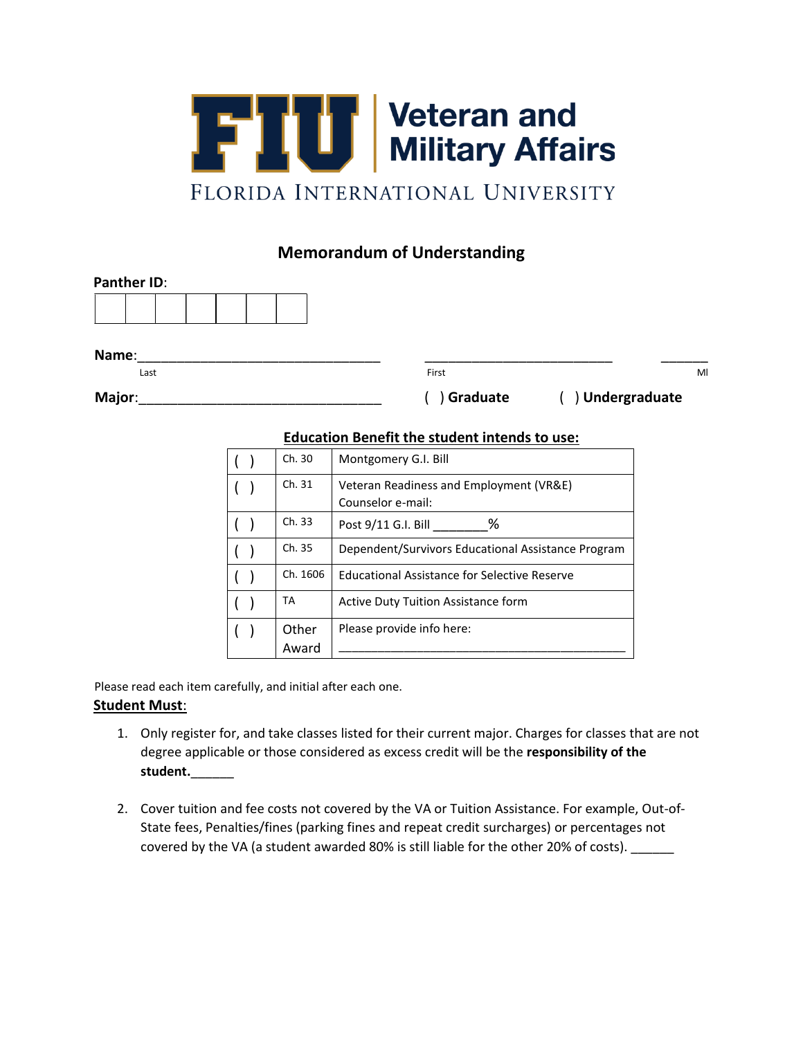# FIU Veteran and Military Affairs

FLORIDA INTERNATIONAL UNIVERSITY

## Memorandum of Understanding

**Panther ID**:

| | | | | | | |
|---|---|---|---|---|---|---|
| | | | | | | |

**Name**:________________________________ ________________________ ______
Last First MI

**Major**:________________________________ ( ) **Graduate** ( ) **Undergraduate**

**Education Benefit the student intends to use:**

| | | |
|---|---|---|
| ( ) | Ch. 30 | Montgomery G.I. Bill |
| ( ) | Ch. 31 | Veteran Readiness and Employment (VR&E) Counselor e-mail: |
| ( ) | Ch. 33 | Post 9/11 G.I. Bill ________% |
| ( ) | Ch. 35 | Dependent/Survivors Educational Assistance Program |
| ( ) | Ch. 1606 | Educational Assistance for Selective Reserve |
| ( ) | TA | Active Duty Tuition Assistance form |
| ( ) | Other Award | Please provide info here: ________________________________________ |

Please read each item carefully, and initial after each one.

**Student Must**:

1. Only register for, and take classes listed for their current major. Charges for classes that are not degree applicable or those considered as excess credit will be the **responsibility of the student.**______
2. Cover tuition and fee costs not covered by the VA or Tuition Assistance. For example, Out-of-State fees, Penalties/fines (parking fines and repeat credit surcharges) or percentages not covered by the VA (a student awarded 80% is still liable for the other 20% of costs). ______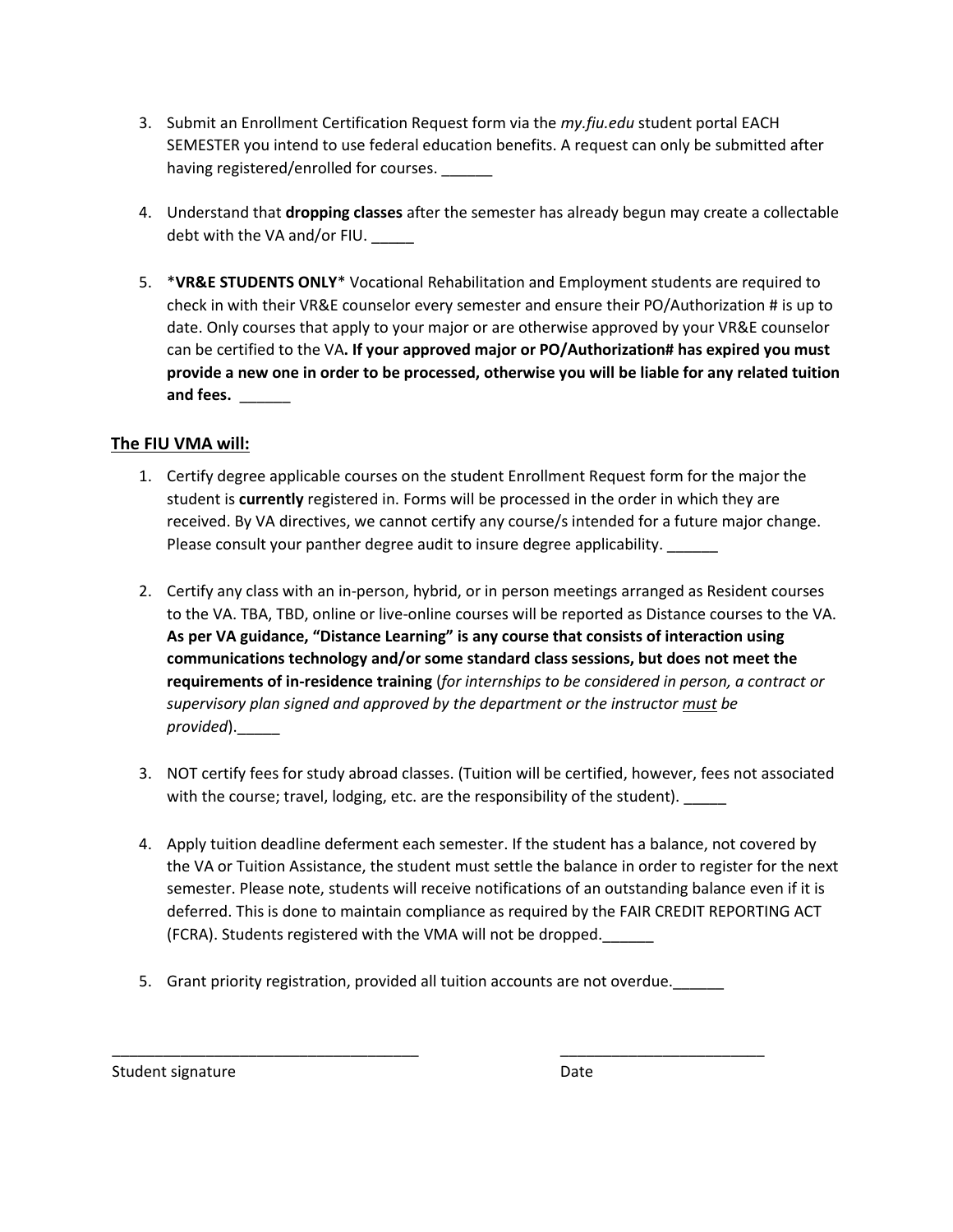3. Submit an Enrollment Certification Request form via the *my.fiu.edu* student portal EACH SEMESTER you intend to use federal education benefits. A request can only be submitted after having registered/enrolled for courses. ______

4. Understand that **dropping classes** after the semester has already begun may create a collectable debt with the VA and/or FIU. _____

5. ***VR&E STUDENTS ONLY*** Vocational Rehabilitation and Employment students are required to check in with their VR&E counselor every semester and ensure their PO/Authorization # is up to date. Only courses that apply to your major or are otherwise approved by your VR&E counselor can be certified to the VA**. If your approved major or PO/Authorization# has expired you must provide a new one in order to be processed, otherwise you will be liable for any related tuition and fees.** ______

## The FIU VMA will:

1. Certify degree applicable courses on the student Enrollment Request form for the major the student is **currently** registered in. Forms will be processed in the order in which they are received. By VA directives, we cannot certify any course/s intended for a future major change. Please consult your panther degree audit to insure degree applicability. ______

2. Certify any class with an in-person, hybrid, or in person meetings arranged as Resident courses to the VA. TBA, TBD, online or live-online courses will be reported as Distance courses to the VA. **As per VA guidance, "Distance Learning" is any course that consists of interaction using communications technology and/or some standard class sessions, but does not meet the requirements of in-residence training** (*for internships to be considered in person, a contract or supervisory plan signed and approved by the department or the instructor must be provided*)._____

3. NOT certify fees for study abroad classes. (Tuition will be certified, however, fees not associated with the course; travel, lodging, etc. are the responsibility of the student). _____

4. Apply tuition deadline deferment each semester. If the student has a balance, not covered by the VA or Tuition Assistance, the student must settle the balance in order to register for the next semester. Please note, students will receive notifications of an outstanding balance even if it is deferred. This is done to maintain compliance as required by the FAIR CREDIT REPORTING ACT (FCRA). Students registered with the VMA will not be dropped.______

5. Grant priority registration, provided all tuition accounts are not overdue.______

_____________________________________ _________________________

Student signature Date